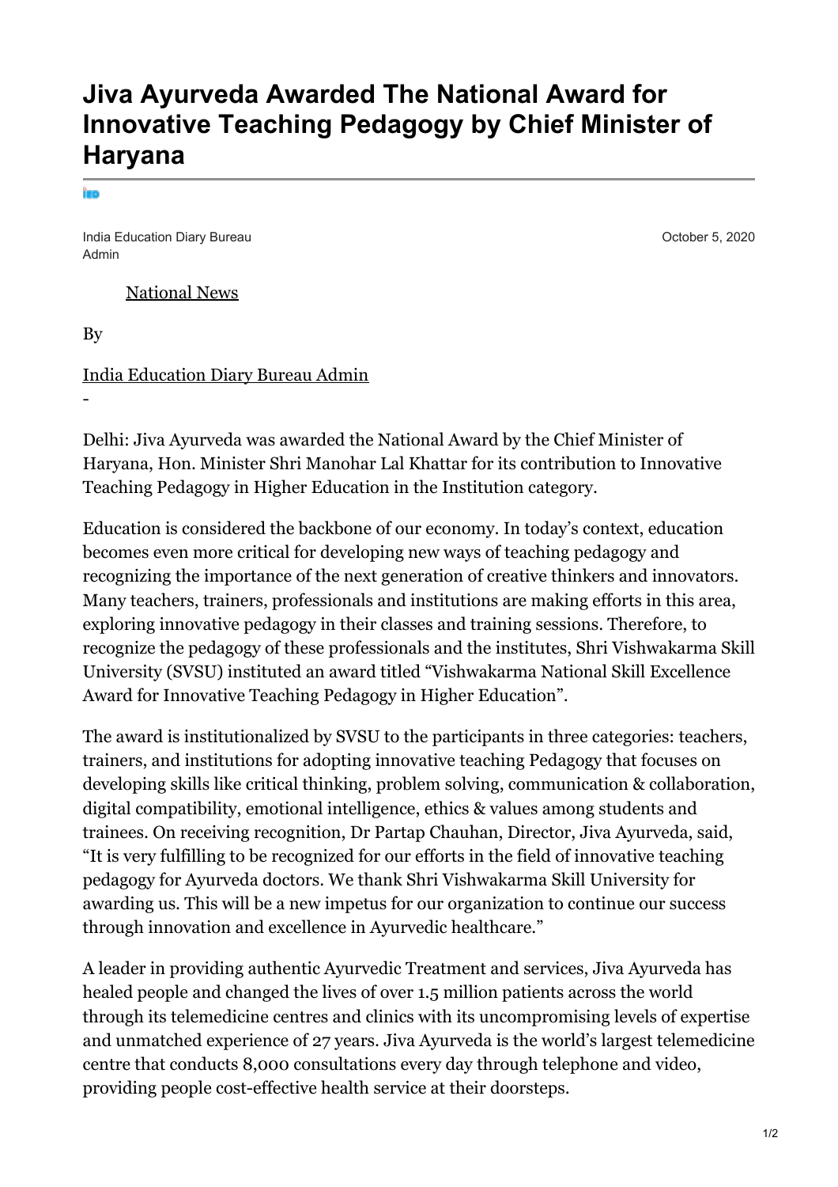# Jiva Ayurveda Awarded The National Award for Innovative Teaching Pedagogy by Chief Minister of Haryana

India Education Diary Bureau Admin

October 5, 2020

National News

By

India Education Diary Bureau Admin

-

Delhi: Jiva Ayurveda was awarded the National Award by the Chief Minister of Haryana, Hon. Minister Shri Manohar Lal Khattar for its contribution to Innovative Teaching Pedagogy in Higher Education in the Institution category.

Education is considered the backbone of our economy. In today's context, education becomes even more critical for developing new ways of teaching pedagogy and recognizing the importance of the next generation of creative thinkers and innovators. Many teachers, trainers, professionals and institutions are making efforts in this area, exploring innovative pedagogy in their classes and training sessions. Therefore, to recognize the pedagogy of these professionals and the institutes, Shri Vishwakarma Skill University (SVSU) instituted an award titled "Vishwakarma National Skill Excellence Award for Innovative Teaching Pedagogy in Higher Education".

The award is institutionalized by SVSU to the participants in three categories: teachers, trainers, and institutions for adopting innovative teaching Pedagogy that focuses on developing skills like critical thinking, problem solving, communication & collaboration, digital compatibility, emotional intelligence, ethics & values among students and trainees. On receiving recognition, Dr Partap Chauhan, Director, Jiva Ayurveda, said, "It is very fulfilling to be recognized for our efforts in the field of innovative teaching pedagogy for Ayurveda doctors. We thank Shri Vishwakarma Skill University for awarding us. This will be a new impetus for our organization to continue our success through innovation and excellence in Ayurvedic healthcare."

A leader in providing authentic Ayurvedic Treatment and services, Jiva Ayurveda has healed people and changed the lives of over 1.5 million patients across the world through its telemedicine centres and clinics with its uncompromising levels of expertise and unmatched experience of 27 years. Jiva Ayurveda is the world's largest telemedicine centre that conducts 8,000 consultations every day through telephone and video, providing people cost-effective health service at their doorsteps.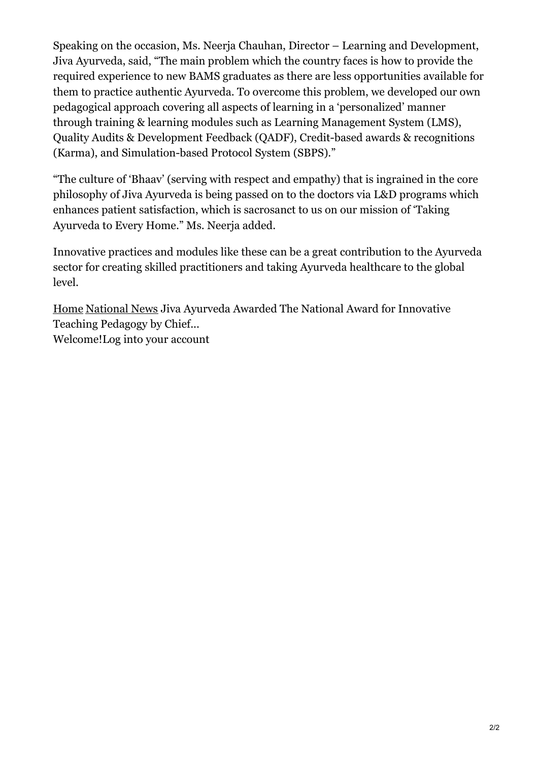Speaking on the occasion, Ms. Neerja Chauhan, Director – Learning and Development, Jiva Ayurveda, said, "The main problem which the country faces is how to provide the required experience to new BAMS graduates as there are less opportunities available for them to practice authentic Ayurveda. To overcome this problem, we developed our own pedagogical approach covering all aspects of learning in a 'personalized' manner through training & learning modules such as Learning Management System (LMS), Quality Audits & Development Feedback (QADF), Credit-based awards & recognitions (Karma), and Simulation-based Protocol System (SBPS)."

"The culture of 'Bhaav' (serving with respect and empathy) that is ingrained in the core philosophy of Jiva Ayurveda is being passed on to the doctors via L&D programs which enhances patient satisfaction, which is sacrosanct to us on our mission of 'Taking Ayurveda to Every Home." Ms. Neerja added.

Innovative practices and modules like these can be a great contribution to the Ayurveda sector for creating skilled practitioners and taking Ayurveda healthcare to the global level.

Home National News Jiva Ayurveda Awarded The National Award for Innovative Teaching Pedagogy by Chief...

Welcome!Log into your account